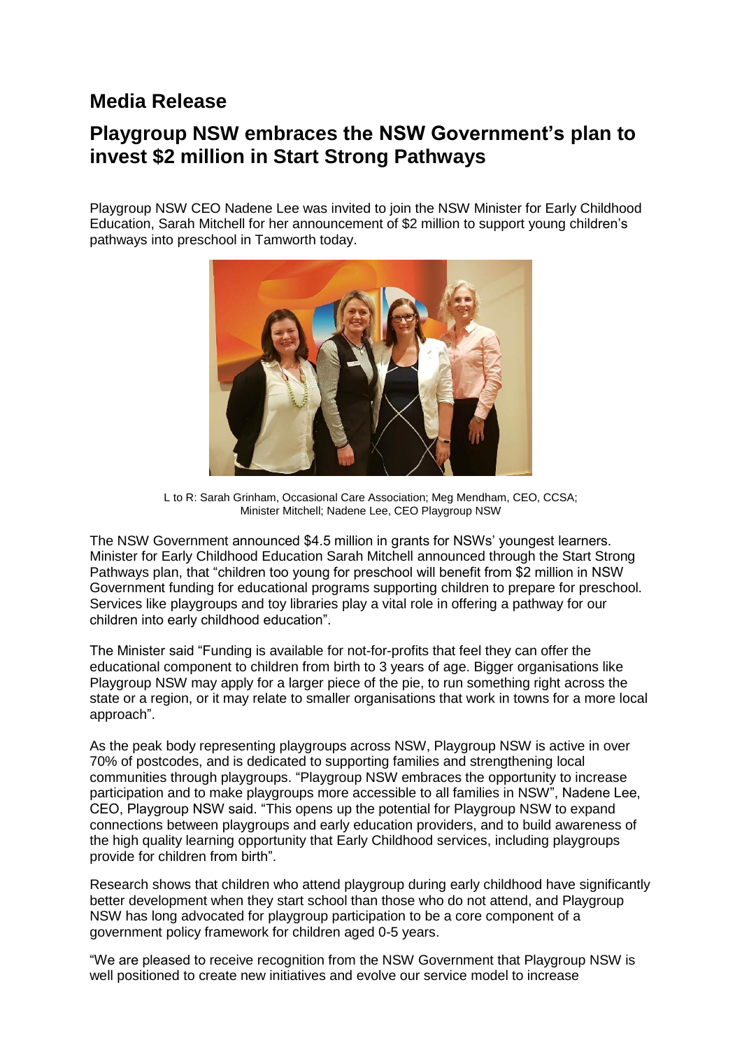# Media Release

## Playgroup NSW embraces the NSW Government's plan to invest $2 million in Start Strong Pathways

Playgroup NSW CEO Nadene Lee was invited to join the NSW Minister for Early Childhood Education, Sarah Mitchell for her announcement of $2 million to support young children's pathways into preschool in Tamworth today.

L to R: Sarah Grinham, Occasional Care Association; Meg Mendham, CEO, CCSA; Minister Mitchell; Nadene Lee, CEO Playgroup NSW

The NSW Government announced $4.5 million in grants for NSWs' youngest learners. Minister for Early Childhood Education Sarah Mitchell announced through the Start Strong Pathways plan, that "children too young for preschool will benefit from $2 million in NSW Government funding for educational programs supporting children to prepare for preschool. Services like playgroups and toy libraries play a vital role in offering a pathway for our children into early childhood education".

The Minister said "Funding is available for not-for-profits that feel they can offer the educational component to children from birth to 3 years of age. Bigger organisations like Playgroup NSW may apply for a larger piece of the pie, to run something right across the state or a region, or it may relate to smaller organisations that work in towns for a more local approach".

As the peak body representing playgroups across NSW, Playgroup NSW is active in over 70% of postcodes, and is dedicated to supporting families and strengthening local communities through playgroups. "Playgroup NSW embraces the opportunity to increase participation and to make playgroups more accessible to all families in NSW", Nadene Lee, CEO, Playgroup NSW said. "This opens up the potential for Playgroup NSW to expand connections between playgroups and early education providers, and to build awareness of the high quality learning opportunity that Early Childhood services, including playgroups provide for children from birth".

Research shows that children who attend playgroup during early childhood have significantly better development when they start school than those who do not attend, and Playgroup NSW has long advocated for playgroup participation to be a core component of a government policy framework for children aged 0-5 years.

"We are pleased to receive recognition from the NSW Government that Playgroup NSW is well positioned to create new initiatives and evolve our service model to increase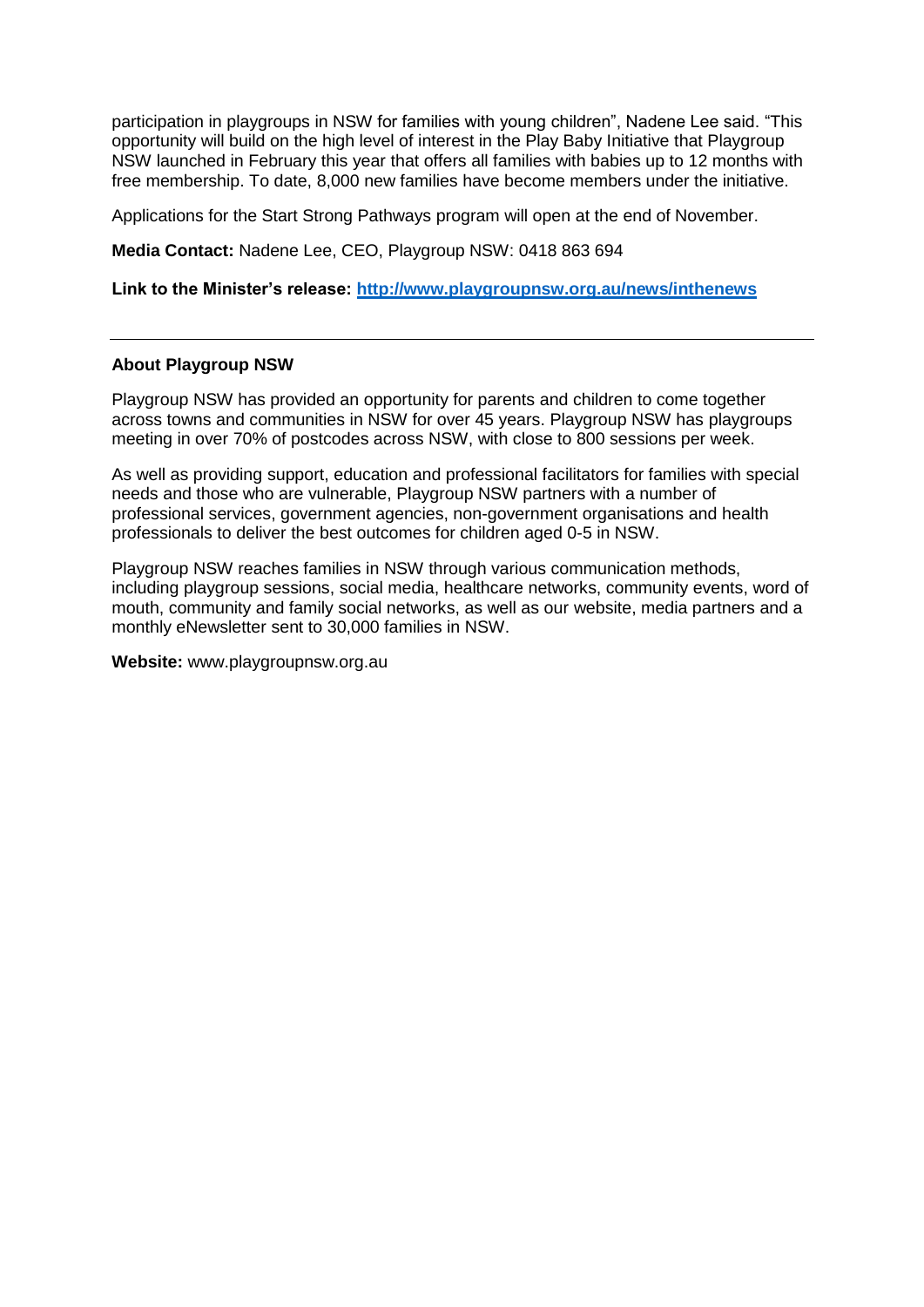participation in playgroups in NSW for families with young children", Nadene Lee said. "This opportunity will build on the high level of interest in the Play Baby Initiative that Playgroup NSW launched in February this year that offers all families with babies up to 12 months with free membership. To date, 8,000 new families have become members under the initiative.

Applications for the Start Strong Pathways program will open at the end of November.

**Media Contact:** Nadene Lee, CEO, Playgroup NSW: 0418 863 694

**Link to the Minister's release: [http://www.playgroupnsw.org.au/news/inthenews](http://www.playgroupnsw.org.au/news/inthenews)**

---

**About Playgroup NSW**

Playgroup NSW has provided an opportunity for parents and children to come together across towns and communities in NSW for over 45 years. Playgroup NSW has playgroups meeting in over 70% of postcodes across NSW, with close to 800 sessions per week.

As well as providing support, education and professional facilitators for families with special needs and those who are vulnerable, Playgroup NSW partners with a number of professional services, government agencies, non-government organisations and health professionals to deliver the best outcomes for children aged 0-5 in NSW.

Playgroup NSW reaches families in NSW through various communication methods, including playgroup sessions, social media, healthcare networks, community events, word of mouth, community and family social networks, as well as our website, media partners and a monthly eNewsletter sent to 30,000 families in NSW.

**Website:** www.playgroupnsw.org.au